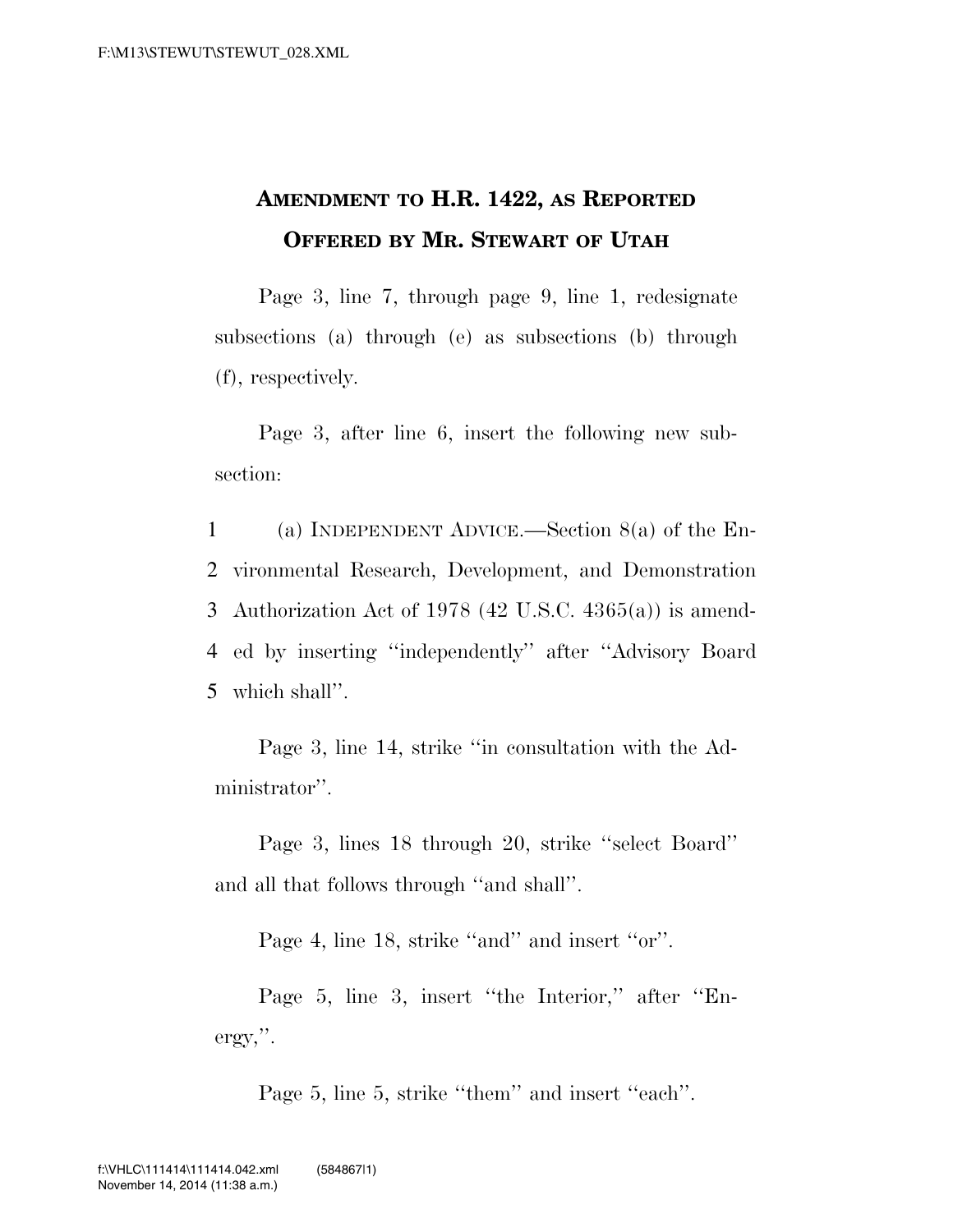## AMENDMENT TO H.R. 1422, AS REPORTED
## OFFERED BY MR. STEWART OF UTAH

Page 3, line 7, through page 9, line 1, redesignate subsections (a) through (e) as subsections (b) through (f), respectively.

Page 3, after line 6, insert the following new subsection:

1 (a) INDEPENDENT ADVICE.—Section 8(a) of the En-
2 vironmental Research, Development, and Demonstration
3 Authorization Act of 1978 (42 U.S.C. 4365(a)) is amend-
4 ed by inserting "independently" after "Advisory Board
5 which shall".

Page 3, line 14, strike "in consultation with the Administrator".

Page 3, lines 18 through 20, strike "select Board" and all that follows through "and shall".

Page 4, line 18, strike "and" and insert "or".

Page 5, line 3, insert "the Interior," after "Energy,".

Page 5, line 5, strike "them" and insert "each".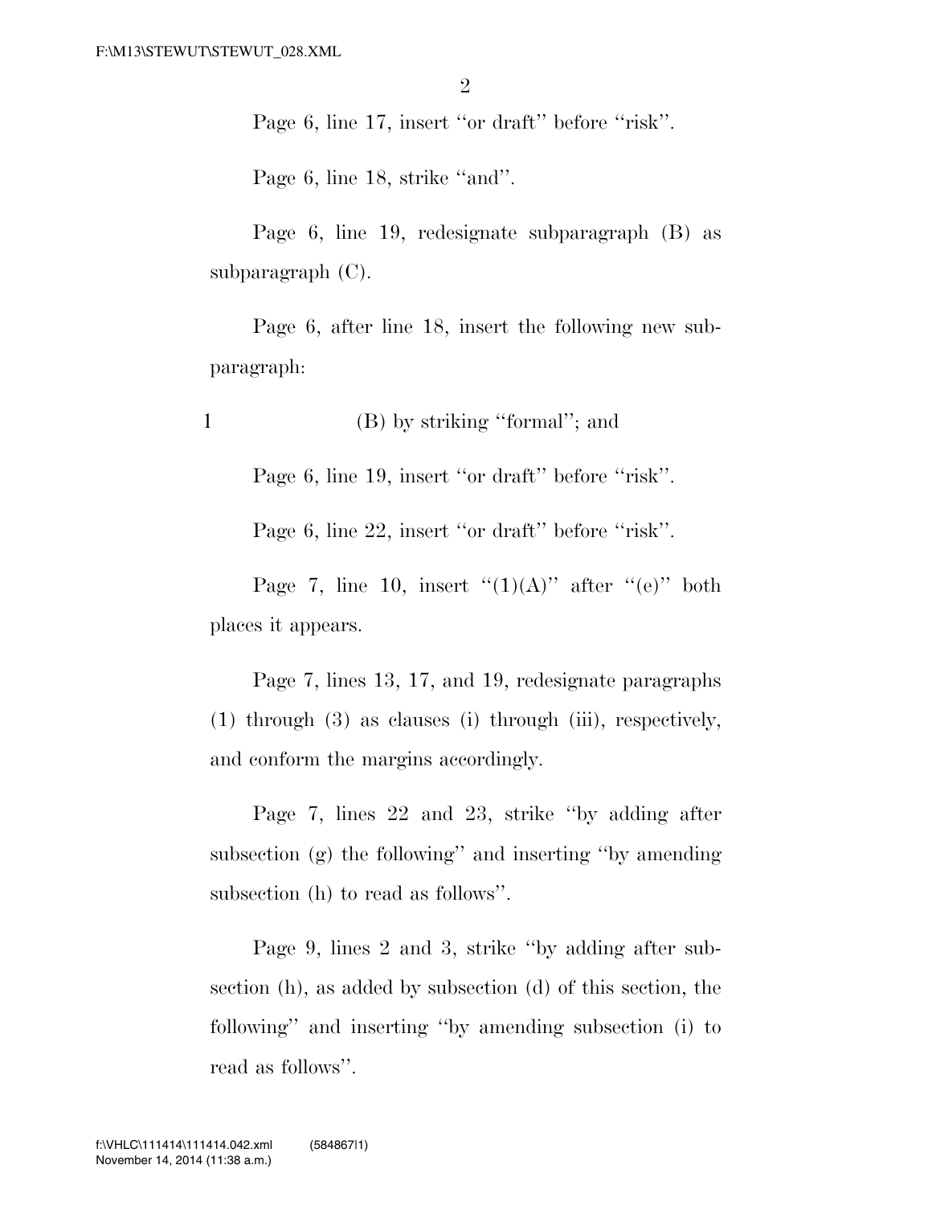Page 6, line 17, insert ''or draft'' before ''risk''.

Page 6, line 18, strike ''and''.

Page 6, line 19, redesignate subparagraph (B) as subparagraph (C).

Page 6, after line 18, insert the following new subparagraph:

1 (B) by striking ''formal''; and

Page 6, line 19, insert ''or draft'' before ''risk''.

Page 6, line 22, insert ''or draft'' before ''risk''.

Page 7, line 10, insert ''(1)(A)'' after ''(e)'' both places it appears.

Page 7, lines 13, 17, and 19, redesignate paragraphs (1) through (3) as clauses (i) through (iii), respectively, and conform the margins accordingly.

Page 7, lines 22 and 23, strike ''by adding after subsection (g) the following'' and inserting ''by amending subsection (h) to read as follows''.

Page 9, lines 2 and 3, strike ''by adding after subsection (h), as added by subsection (d) of this section, the following'' and inserting ''by amending subsection (i) to read as follows''.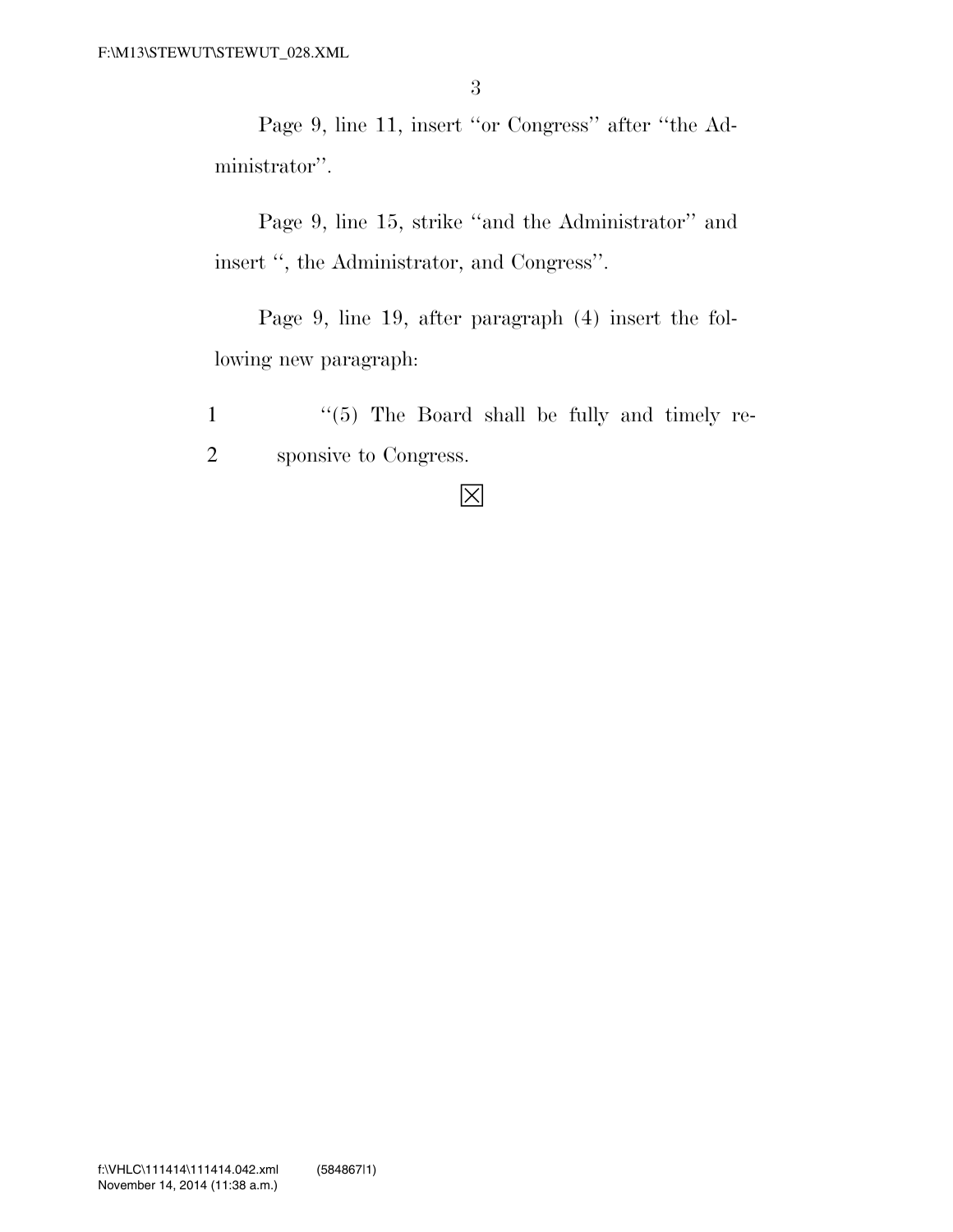Page 9, line 11, insert ''or Congress'' after ''the Administrator''.

Page 9, line 15, strike ''and the Administrator'' and insert '', the Administrator, and Congress''.

Page 9, line 19, after paragraph (4) insert the following new paragraph:

1 ''(5) The Board shall be fully and timely re-
2 sponsive to Congress.

☒